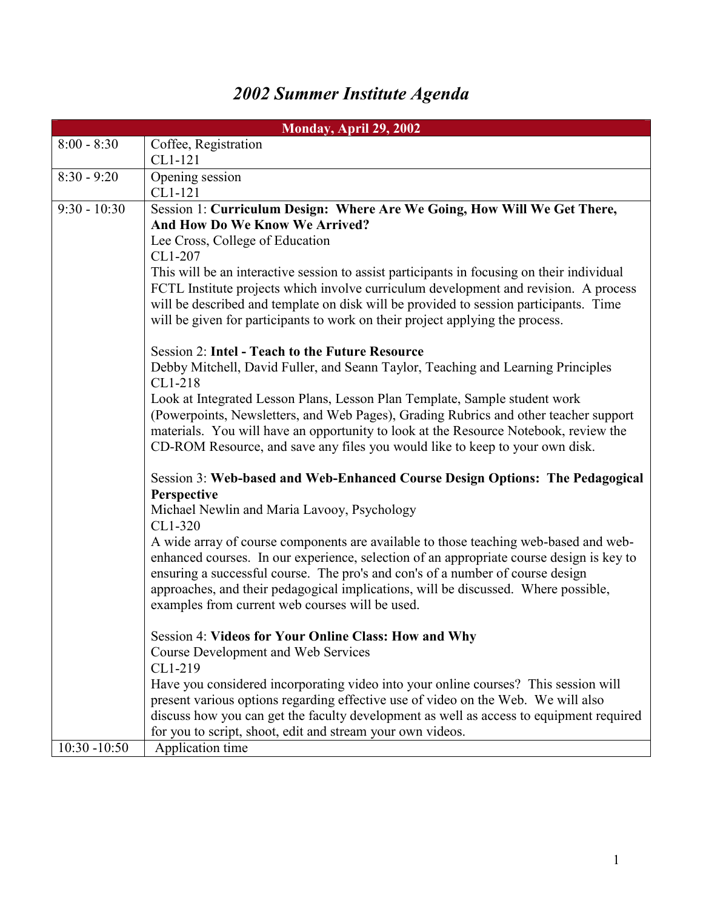# *2002 Summer Institute Agenda*

| Monday, April 29, 2002 | |
|---|---|
| 8:00 - 8:30 | Coffee, Registration<br>CL1-121 |
| 8:30 - 9:20 | Opening session<br>CL1-121 |
| 9:30 - 10:30 | Session 1: **Curriculum Design: Where Are We Going, How Will We Get There, And How Do We Know We Arrived?**<br>Lee Cross, College of Education<br>CL1-207<br>This will be an interactive session to assist participants in focusing on their individual FCTL Institute projects which involve curriculum development and revision. A process will be described and template on disk will be provided to session participants. Time will be given for participants to work on their project applying the process.<br><br>Session 2: **Intel - Teach to the Future Resource**<br>Debby Mitchell, David Fuller, and Seann Taylor, Teaching and Learning Principles<br>CL1-218<br>Look at Integrated Lesson Plans, Lesson Plan Template, Sample student work (Powerpoints, Newsletters, and Web Pages), Grading Rubrics and other teacher support materials. You will have an opportunity to look at the Resource Notebook, review the CD-ROM Resource, and save any files you would like to keep to your own disk.<br><br>Session 3: **Web-based and Web-Enhanced Course Design Options: The Pedagogical Perspective**<br>Michael Newlin and Maria Lavooy, Psychology<br>CL1-320<br>A wide array of course components are available to those teaching web-based and web-enhanced courses. In our experience, selection of an appropriate course design is key to ensuring a successful course. The pro's and con's of a number of course design approaches, and their pedagogical implications, will be discussed. Where possible, examples from current web courses will be used.<br><br>Session 4: **Videos for Your Online Class: How and Why**<br>Course Development and Web Services<br>CL1-219<br>Have you considered incorporating video into your online courses? This session will present various options regarding effective use of video on the Web. We will also discuss how you can get the faculty development as well as access to equipment required for you to script, shoot, edit and stream your own videos. |
| 10:30 -10:50 | Application time |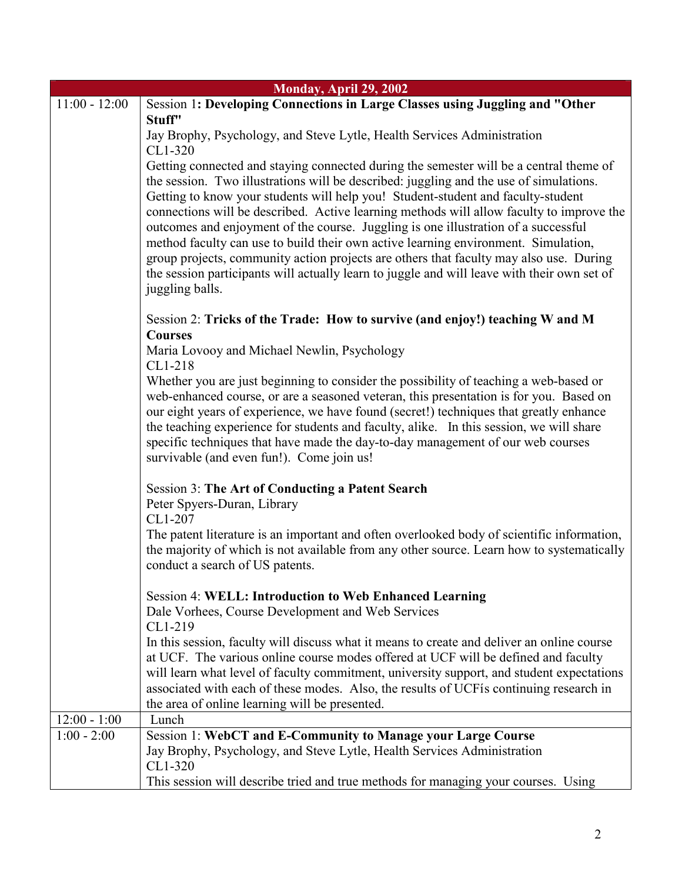| Monday, April 29, 2002 | |
|---|---|
| 11:00 - 12:00 | Session 1: **Developing Connections in Large Classes using Juggling and "Other Stuff"**<br>Jay Brophy, Psychology, and Steve Lytle, Health Services Administration<br>CL1-320<br>Getting connected and staying connected during the semester will be a central theme of the session. Two illustrations will be described: juggling and the use of simulations. Getting to know your students will help you! Student-student and faculty-student connections will be described. Active learning methods will allow faculty to improve the outcomes and enjoyment of the course. Juggling is one illustration of a successful method faculty can use to build their own active learning environment. Simulation, group projects, community action projects are others that faculty may also use. During the session participants will actually learn to juggle and will leave with their own set of juggling balls.<br><br>Session 2: **Tricks of the Trade: How to survive (and enjoy!) teaching W and M Courses**<br>Maria Lovooy and Michael Newlin, Psychology<br>CL1-218<br>Whether you are just beginning to consider the possibility of teaching a web-based or web-enhanced course, or are a seasoned veteran, this presentation is for you. Based on our eight years of experience, we have found (secret!) techniques that greatly enhance the teaching experience for students and faculty, alike. In this session, we will share specific techniques that have made the day-to-day management of our web courses survivable (and even fun!). Come join us!<br><br>Session 3: **The Art of Conducting a Patent Search**<br>Peter Spyers-Duran, Library<br>CL1-207<br>The patent literature is an important and often overlooked body of scientific information, the majority of which is not available from any other source. Learn how to systematically conduct a search of US patents.<br><br>Session 4: **WELL: Introduction to Web Enhanced Learning**<br>Dale Vorhees, Course Development and Web Services<br>CL1-219<br>In this session, faculty will discuss what it means to create and deliver an online course at UCF. The various online course modes offered at UCF will be defined and faculty will learn what level of faculty commitment, university support, and student expectations associated with each of these modes. Also, the results of UCFís continuing research in the area of online learning will be presented. |
| 12:00 - 1:00 | Lunch |
| 1:00 - 2:00 | Session 1: **WebCT and E-Community to Manage your Large Course**<br>Jay Brophy, Psychology, and Steve Lytle, Health Services Administration<br>CL1-320<br>This session will describe tried and true methods for managing your courses. Using |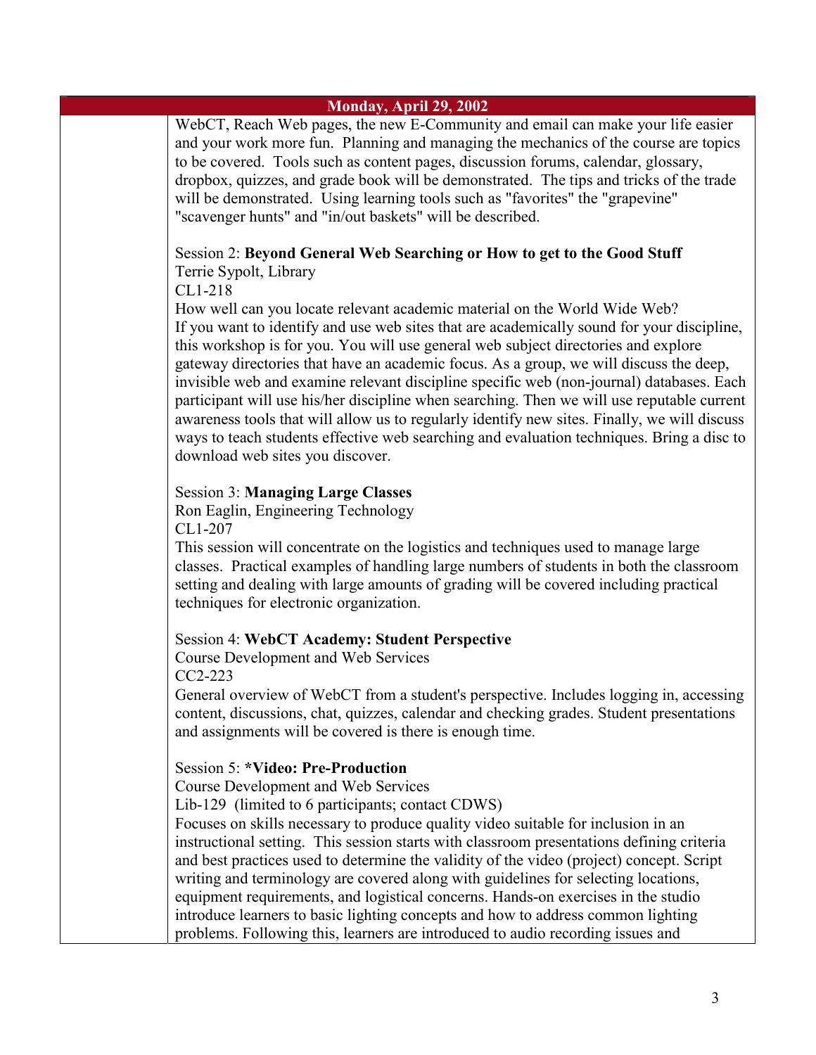| Monday, April 29, 2002 | |
|---|---|
| | WebCT, Reach Web pages, the new E-Community and email can make your life easier and your work more fun. Planning and managing the mechanics of the course are topics to be covered. Tools such as content pages, discussion forums, calendar, glossary, dropbox, quizzes, and grade book will be demonstrated. The tips and tricks of the trade will be demonstrated. Using learning tools such as "favorites" the "grapevine" "scavenger hunts" and "in/out baskets" will be described.<br><br>Session 2: **Beyond General Web Searching or How to get to the Good Stuff**<br>Terrie Sypolt, Library<br>CL1-218<br>How well can you locate relevant academic material on the World Wide Web? If you want to identify and use web sites that are academically sound for your discipline, this workshop is for you. You will use general web subject directories and explore gateway directories that have an academic focus. As a group, we will discuss the deep, invisible web and examine relevant discipline specific web (non-journal) databases. Each participant will use his/her discipline when searching. Then we will use reputable current awareness tools that will allow us to regularly identify new sites. Finally, we will discuss ways to teach students effective web searching and evaluation techniques. Bring a disc to download web sites you discover.<br><br>Session 3: **Managing Large Classes**<br>Ron Eaglin, Engineering Technology<br>CL1-207<br>This session will concentrate on the logistics and techniques used to manage large classes. Practical examples of handling large numbers of students in both the classroom setting and dealing with large amounts of grading will be covered including practical techniques for electronic organization.<br><br>Session 4: **WebCT Academy: Student Perspective**<br>Course Development and Web Services<br>CC2-223<br>General overview of WebCT from a student's perspective. Includes logging in, accessing content, discussions, chat, quizzes, calendar and checking grades. Student presentations and assignments will be covered is there is enough time.<br><br>Session 5: ***Video: Pre-Production**<br>Course Development and Web Services<br>Lib-129 (limited to 6 participants; contact CDWS)<br>Focuses on skills necessary to produce quality video suitable for inclusion in an instructional setting. This session starts with classroom presentations defining criteria and best practices used to determine the validity of the video (project) concept. Script writing and terminology are covered along with guidelines for selecting locations, equipment requirements, and logistical concerns. Hands-on exercises in the studio introduce learners to basic lighting concepts and how to address common lighting problems. Following this, learners are introduced to audio recording issues and |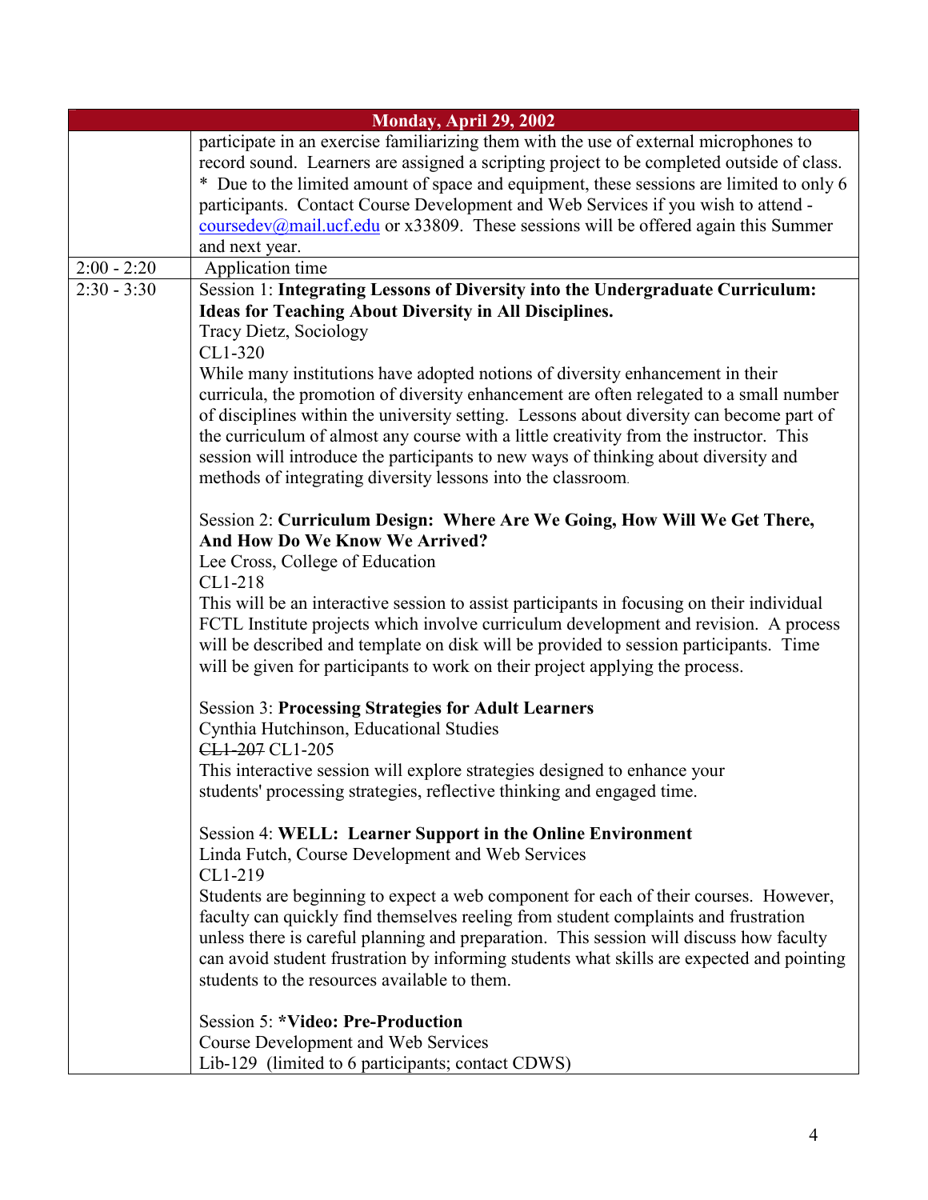| Monday, April 29, 2002 | |
|---|---|
| | participate in an exercise familiarizing them with the use of external microphones to record sound. Learners are assigned a scripting project to be completed outside of class.<br>* Due to the limited amount of space and equipment, these sessions are limited to only 6 participants. Contact Course Development and Web Services if you wish to attend - coursedev@mail.ucf.edu or x33809. These sessions will be offered again this Summer and next year. |
| 2:00 - 2:20 | Application time |
| 2:30 - 3:30 | Session 1: **Integrating Lessons of Diversity into the Undergraduate Curriculum: Ideas for Teaching About Diversity in All Disciplines.**<br>Tracy Dietz, Sociology<br>CL1-320<br>While many institutions have adopted notions of diversity enhancement in their curricula, the promotion of diversity enhancement are often relegated to a small number of disciplines within the university setting. Lessons about diversity can become part of the curriculum of almost any course with a little creativity from the instructor. This session will introduce the participants to new ways of thinking about diversity and methods of integrating diversity lessons into the classroom.<br><br>Session 2: **Curriculum Design: Where Are We Going, How Will We Get There, And How Do We Know We Arrived?**<br>Lee Cross, College of Education<br>CL1-218<br>This will be an interactive session to assist participants in focusing on their individual FCTL Institute projects which involve curriculum development and revision. A process will be described and template on disk will be provided to session participants. Time will be given for participants to work on their project applying the process.<br><br>Session 3: **Processing Strategies for Adult Learners**<br>Cynthia Hutchinson, Educational Studies<br>~~CL1-207~~ CL1-205<br>This interactive session will explore strategies designed to enhance your students' processing strategies, reflective thinking and engaged time.<br><br>Session 4: **WELL: Learner Support in the Online Environment**<br>Linda Futch, Course Development and Web Services<br>CL1-219<br>Students are beginning to expect a web component for each of their courses. However, faculty can quickly find themselves reeling from student complaints and frustration unless there is careful planning and preparation. This session will discuss how faculty can avoid student frustration by informing students what skills are expected and pointing students to the resources available to them.<br><br>Session 5: ***Video: Pre-Production**<br>Course Development and Web Services<br>Lib-129 (limited to 6 participants; contact CDWS) |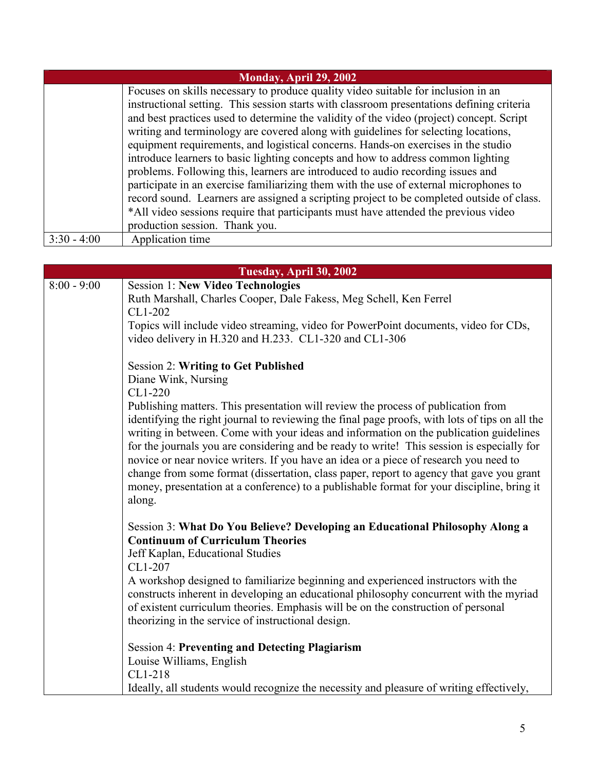| Monday, April 29, 2002 | |
|---|---|
| | Focuses on skills necessary to produce quality video suitable for inclusion in an instructional setting. This session starts with classroom presentations defining criteria and best practices used to determine the validity of the video (project) concept. Script writing and terminology are covered along with guidelines for selecting locations, equipment requirements, and logistical concerns. Hands-on exercises in the studio introduce learners to basic lighting concepts and how to address common lighting problems. Following this, learners are introduced to audio recording issues and participate in an exercise familiarizing them with the use of external microphones to record sound. Learners are assigned a scripting project to be completed outside of class. *All video sessions require that participants must have attended the previous video production session. Thank you. |
| 3:30 - 4:00 | Application time |

| Tuesday, April 30, 2002 | |
|---|---|
| 8:00 - 9:00 | Session 1: **New Video Technologies**<br>Ruth Marshall, Charles Cooper, Dale Fakess, Meg Schell, Ken Ferrel<br>CL1-202<br>Topics will include video streaming, video for PowerPoint documents, video for CDs, video delivery in H.320 and H.233. CL1-320 and CL1-306<br><br>Session 2: **Writing to Get Published**<br>Diane Wink, Nursing<br>CL1-220<br>Publishing matters. This presentation will review the process of publication from identifying the right journal to reviewing the final page proofs, with lots of tips on all the writing in between. Come with your ideas and information on the publication guidelines for the journals you are considering and be ready to write! This session is especially for novice or near novice writers. If you have an idea or a piece of research you need to change from some format (dissertation, class paper, report to agency that gave you grant money, presentation at a conference) to a publishable format for your discipline, bring it along.<br><br>Session 3: **What Do You Believe? Developing an Educational Philosophy Along a Continuum of Curriculum Theories**<br>Jeff Kaplan, Educational Studies<br>CL1-207<br>A workshop designed to familiarize beginning and experienced instructors with the constructs inherent in developing an educational philosophy concurrent with the myriad of existent curriculum theories. Emphasis will be on the construction of personal theorizing in the service of instructional design.<br><br>Session 4: **Preventing and Detecting Plagiarism**<br>Louise Williams, English<br>CL1-218<br>Ideally, all students would recognize the necessity and pleasure of writing effectively, |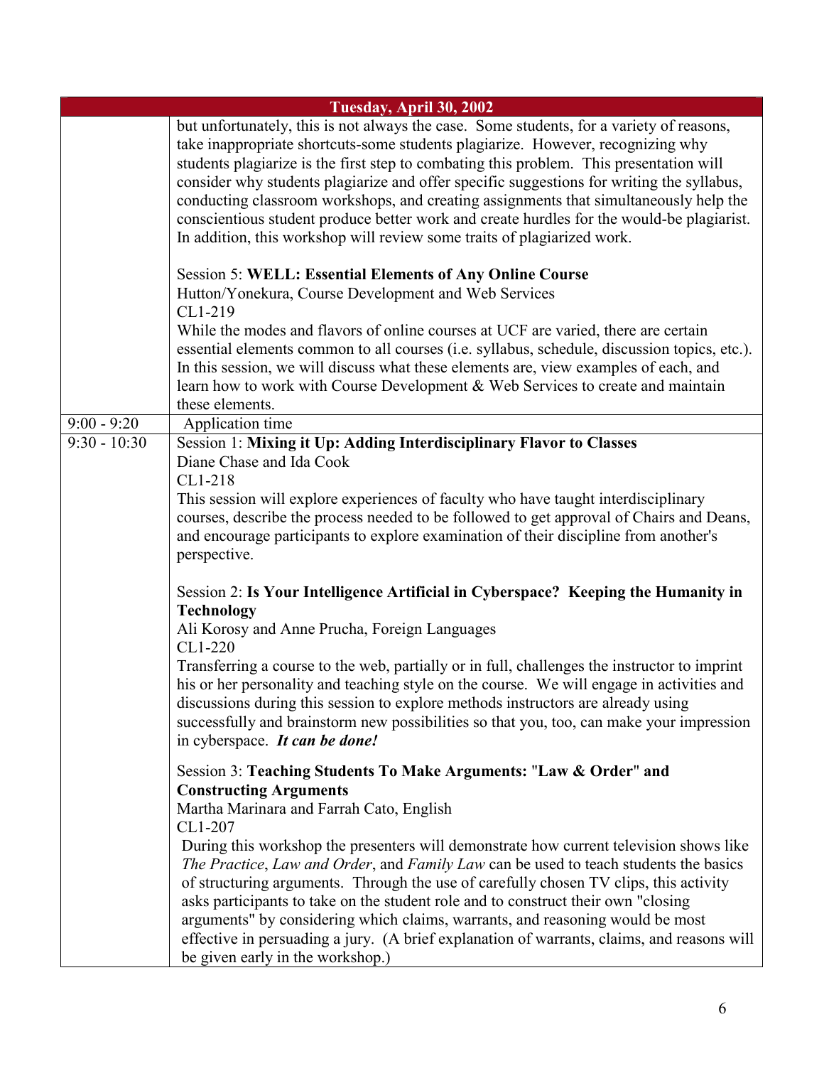| Tuesday, April 30, 2002 | |
|---|---|
| | but unfortunately, this is not always the case. Some students, for a variety of reasons, take inappropriate shortcuts-some students plagiarize. However, recognizing why students plagiarize is the first step to combating this problem. This presentation will consider why students plagiarize and offer specific suggestions for writing the syllabus, conducting classroom workshops, and creating assignments that simultaneously help the conscientious student produce better work and create hurdles for the would-be plagiarist. In addition, this workshop will review some traits of plagiarized work.<br><br>Session 5: **WELL: Essential Elements of Any Online Course**<br>Hutton/Yonekura, Course Development and Web Services<br>CL1-219<br>While the modes and flavors of online courses at UCF are varied, there are certain essential elements common to all courses (i.e. syllabus, schedule, discussion topics, etc.). In this session, we will discuss what these elements are, view examples of each, and learn how to work with Course Development & Web Services to create and maintain these elements. |
| 9:00 - 9:20 | Application time |
| 9:30 - 10:30 | Session 1: **Mixing it Up: Adding Interdisciplinary Flavor to Classes**<br>Diane Chase and Ida Cook<br>CL1-218<br>This session will explore experiences of faculty who have taught interdisciplinary courses, describe the process needed to be followed to get approval of Chairs and Deans, and encourage participants to explore examination of their discipline from another's perspective.<br><br>Session 2: **Is Your Intelligence Artificial in Cyberspace? Keeping the Humanity in Technology**<br>Ali Korosy and Anne Prucha, Foreign Languages<br>CL1-220<br>Transferring a course to the web, partially or in full, challenges the instructor to imprint his or her personality and teaching style on the course. We will engage in activities and discussions during this session to explore methods instructors are already using successfully and brainstorm new possibilities so that you, too, can make your impression in cyberspace. ***It can be done!***<br><br>Session 3: **Teaching Students To Make Arguments: "Law & Order" and Constructing Arguments**<br>Martha Marinara and Farrah Cato, English<br>CL1-207<br>During this workshop the presenters will demonstrate how current television shows like *The Practice*, *Law and Order*, and *Family Law* can be used to teach students the basics of structuring arguments. Through the use of carefully chosen TV clips, this activity asks participants to take on the student role and to construct their own "closing arguments" by considering which claims, warrants, and reasoning would be most effective in persuading a jury. (A brief explanation of warrants, claims, and reasons will be given early in the workshop.) |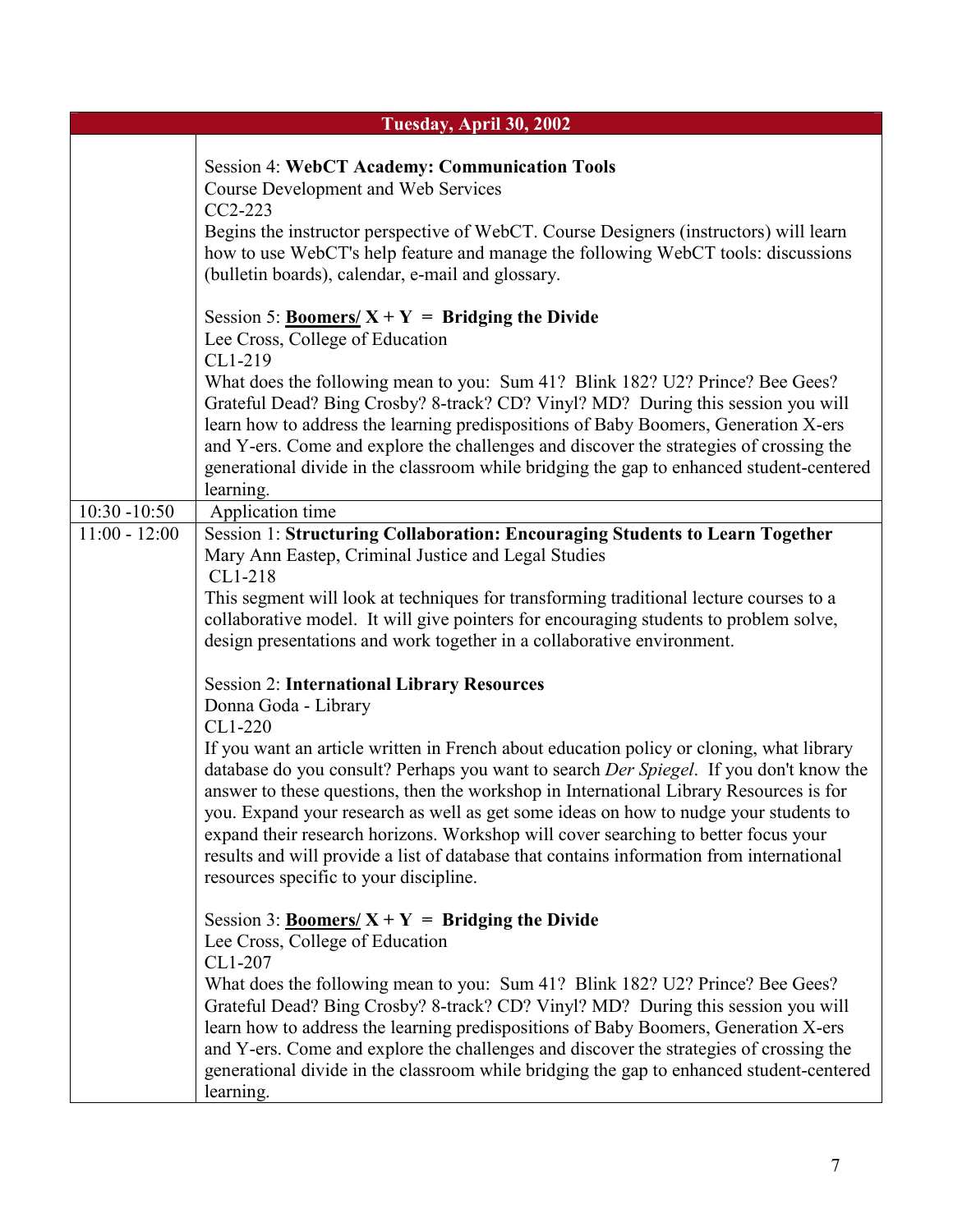| Tuesday, April 30, 2002 | |
|---|---|
| | Session 4: **WebCT Academy: Communication Tools**<br>Course Development and Web Services<br>CC2-223<br>Begins the instructor perspective of WebCT. Course Designers (instructors) will learn how to use WebCT's help feature and manage the following WebCT tools: discussions (bulletin boards), calendar, e-mail and glossary.<br><br>Session 5: **<u>Boomers/</u> X + Y = Bridging the Divide**<br>Lee Cross, College of Education<br>CL1-219<br>What does the following mean to you: Sum 41? Blink 182? U2? Prince? Bee Gees? Grateful Dead? Bing Crosby? 8-track? CD? Vinyl? MD? During this session you will learn how to address the learning predispositions of Baby Boomers, Generation X-ers and Y-ers. Come and explore the challenges and discover the strategies of crossing the generational divide in the classroom while bridging the gap to enhanced student-centered learning. |
| 10:30 -10:50 | Application time |
| 11:00 - 12:00 | Session 1: **Structuring Collaboration: Encouraging Students to Learn Together**<br>Mary Ann Eastep, Criminal Justice and Legal Studies<br>CL1-218<br>This segment will look at techniques for transforming traditional lecture courses to a collaborative model. It will give pointers for encouraging students to problem solve, design presentations and work together in a collaborative environment.<br><br>Session 2: **International Library Resources**<br>Donna Goda - Library<br>CL1-220<br>If you want an article written in French about education policy or cloning, what library database do you consult? Perhaps you want to search *Der Spiegel*. If you don't know the answer to these questions, then the workshop in International Library Resources is for you. Expand your research as well as get some ideas on how to nudge your students to expand their research horizons. Workshop will cover searching to better focus your results and will provide a list of database that contains information from international resources specific to your discipline.<br><br>Session 3: **<u>Boomers/</u> X + Y = Bridging the Divide**<br>Lee Cross, College of Education<br>CL1-207<br>What does the following mean to you: Sum 41? Blink 182? U2? Prince? Bee Gees? Grateful Dead? Bing Crosby? 8-track? CD? Vinyl? MD? During this session you will learn how to address the learning predispositions of Baby Boomers, Generation X-ers and Y-ers. Come and explore the challenges and discover the strategies of crossing the generational divide in the classroom while bridging the gap to enhanced student-centered learning. |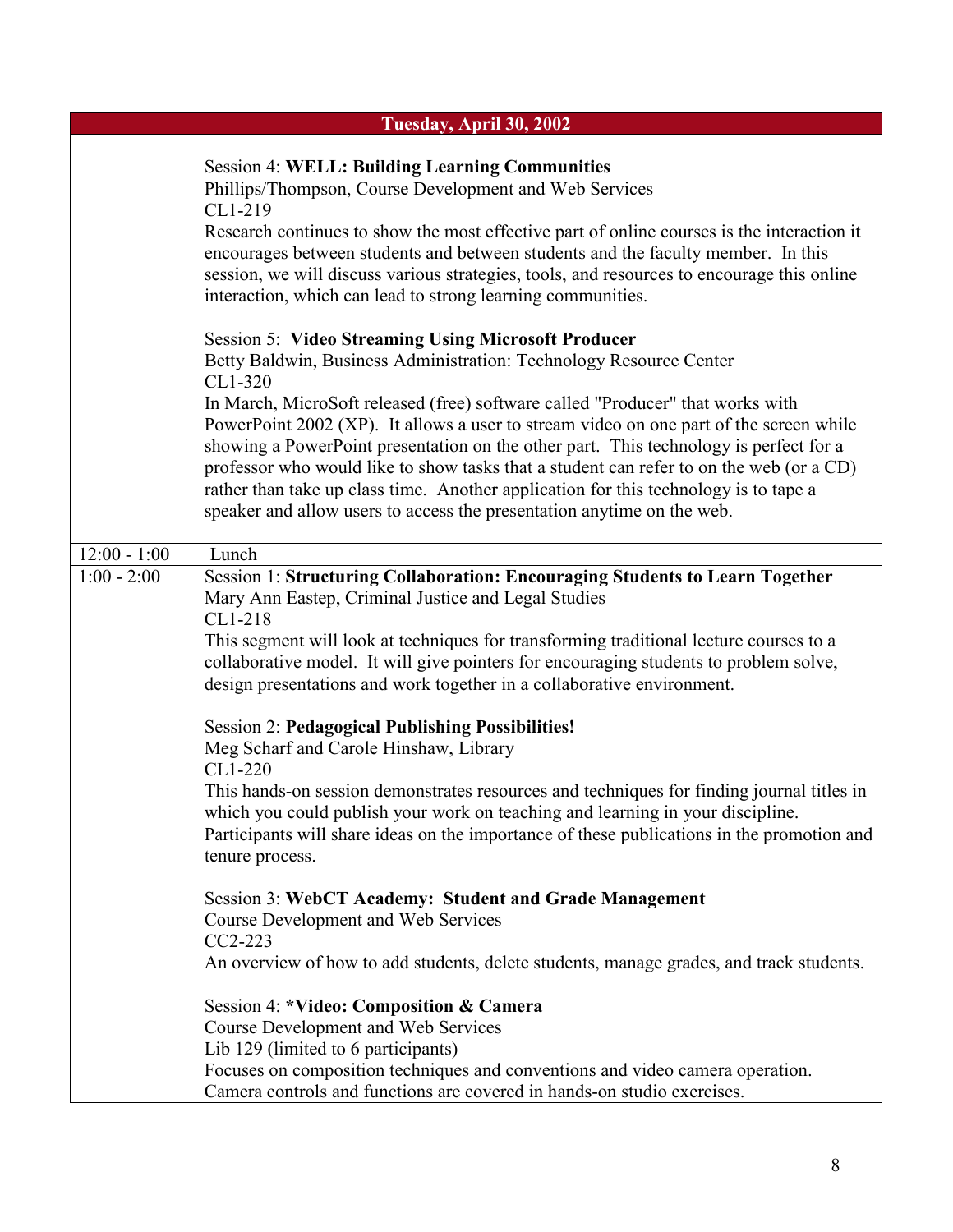| Tuesday, April 30, 2002 | |
|---|---|
| | Session 4: **WELL: Building Learning Communities**<br>Phillips/Thompson, Course Development and Web Services<br>CL1-219<br>Research continues to show the most effective part of online courses is the interaction it encourages between students and between students and the faculty member. In this session, we will discuss various strategies, tools, and resources to encourage this online interaction, which can lead to strong learning communities.<br><br>Session 5: **Video Streaming Using Microsoft Producer**<br>Betty Baldwin, Business Administration: Technology Resource Center<br>CL1-320<br>In March, MicroSoft released (free) software called "Producer" that works with PowerPoint 2002 (XP). It allows a user to stream video on one part of the screen while showing a PowerPoint presentation on the other part. This technology is perfect for a professor who would like to show tasks that a student can refer to on the web (or a CD) rather than take up class time. Another application for this technology is to tape a speaker and allow users to access the presentation anytime on the web. |
| 12:00 - 1:00 | Lunch |
| 1:00 - 2:00 | Session 1: **Structuring Collaboration: Encouraging Students to Learn Together**<br>Mary Ann Eastep, Criminal Justice and Legal Studies<br>CL1-218<br>This segment will look at techniques for transforming traditional lecture courses to a collaborative model. It will give pointers for encouraging students to problem solve, design presentations and work together in a collaborative environment.<br><br>Session 2: **Pedagogical Publishing Possibilities!**<br>Meg Scharf and Carole Hinshaw, Library<br>CL1-220<br>This hands-on session demonstrates resources and techniques for finding journal titles in which you could publish your work on teaching and learning in your discipline. Participants will share ideas on the importance of these publications in the promotion and tenure process.<br><br>Session 3: **WebCT Academy: Student and Grade Management**<br>Course Development and Web Services<br>CC2-223<br>An overview of how to add students, delete students, manage grades, and track students.<br><br>Session 4: ***Video: Composition & Camera**<br>Course Development and Web Services<br>Lib 129 (limited to 6 participants)<br>Focuses on composition techniques and conventions and video camera operation. Camera controls and functions are covered in hands-on studio exercises. |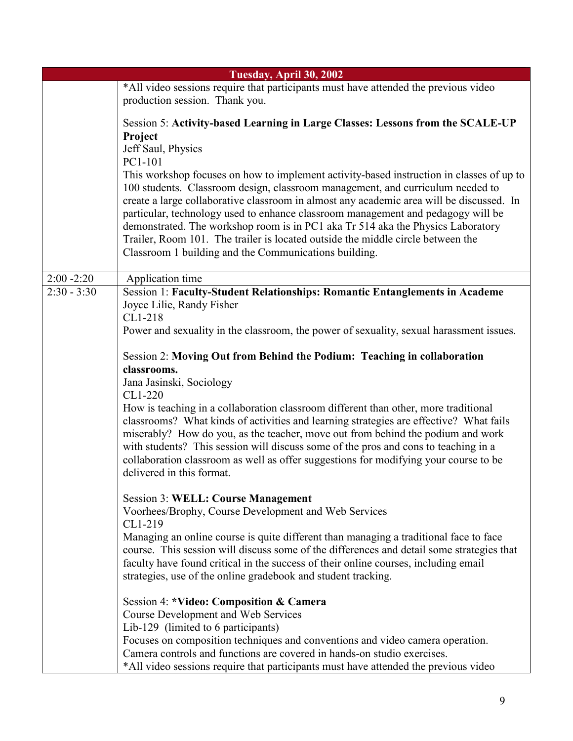| Tuesday, April 30, 2002 | |
|---|---|
| | *All video sessions require that participants must have attended the previous video production session. Thank you.<br><br>Session 5: **Activity-based Learning in Large Classes: Lessons from the SCALE-UP Project**<br>Jeff Saul, Physics<br>PC1-101<br>This workshop focuses on how to implement activity-based instruction in classes of up to 100 students. Classroom design, classroom management, and curriculum needed to create a large collaborative classroom in almost any academic area will be discussed. In particular, technology used to enhance classroom management and pedagogy will be demonstrated. The workshop room is in PC1 aka Tr 514 aka the Physics Laboratory Trailer, Room 101. The trailer is located outside the middle circle between the Classroom 1 building and the Communications building. |
| 2:00 -2:20 | Application time |
| 2:30 - 3:30 | Session 1: **Faculty-Student Relationships: Romantic Entanglements in Academe**<br>Joyce Lilie, Randy Fisher<br>CL1-218<br>Power and sexuality in the classroom, the power of sexuality, sexual harassment issues.<br><br>Session 2: **Moving Out from Behind the Podium: Teaching in collaboration classrooms.**<br>Jana Jasinski, Sociology<br>CL1-220<br>How is teaching in a collaboration classroom different than other, more traditional classrooms? What kinds of activities and learning strategies are effective? What fails miserably? How do you, as the teacher, move out from behind the podium and work with students? This session will discuss some of the pros and cons to teaching in a collaboration classroom as well as offer suggestions for modifying your course to be delivered in this format.<br><br>Session 3: **WELL: Course Management**<br>Voorhees/Brophy, Course Development and Web Services<br>CL1-219<br>Managing an online course is quite different than managing a traditional face to face course. This session will discuss some of the differences and detail some strategies that faculty have found critical in the success of their online courses, including email strategies, use of the online gradebook and student tracking.<br><br>Session 4: ***Video: Composition & Camera**<br>Course Development and Web Services<br>Lib-129 (limited to 6 participants)<br>Focuses on composition techniques and conventions and video camera operation. Camera controls and functions are covered in hands-on studio exercises.<br>*All video sessions require that participants must have attended the previous video |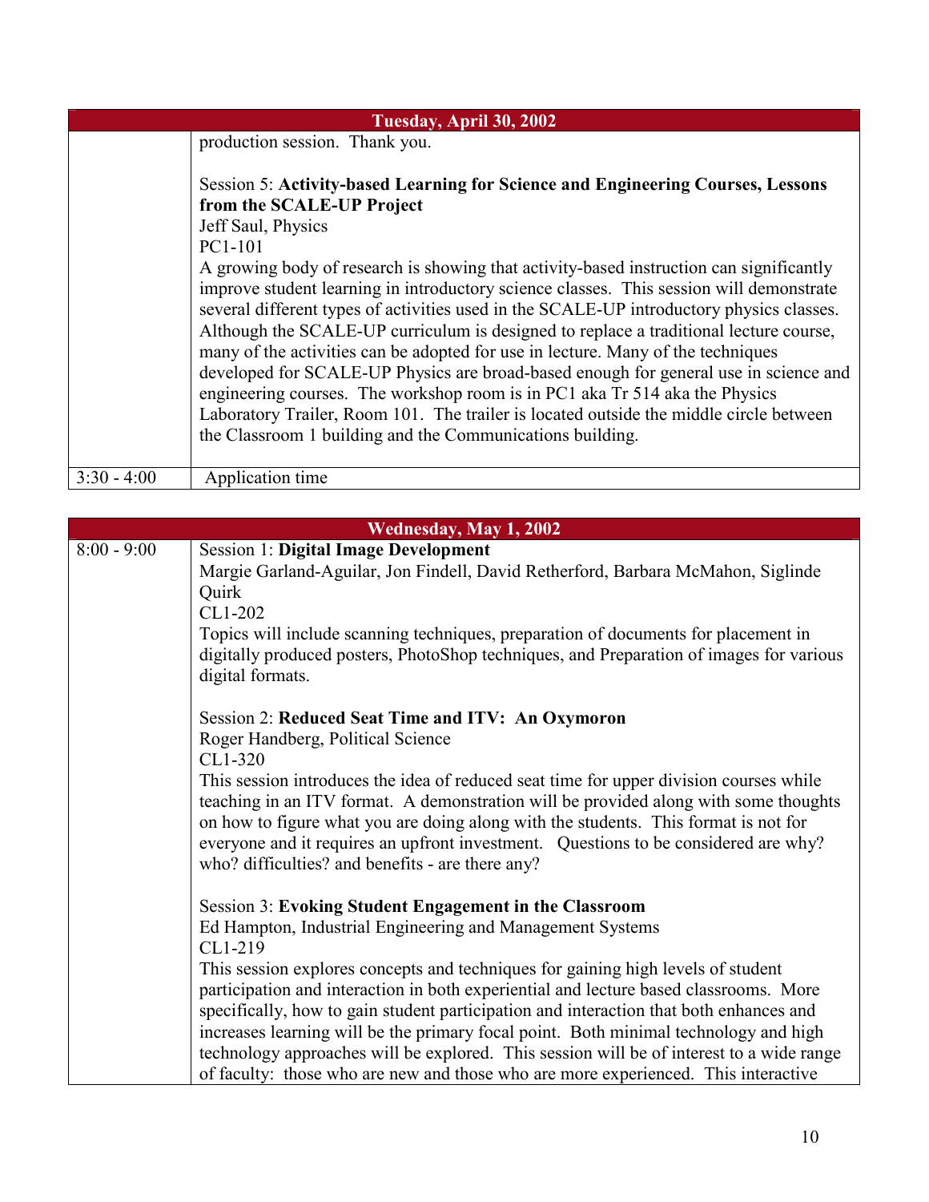| Tuesday, April 30, 2002 | |
|---|---|
| | production session.  Thank you.<br><br>Session 5: **Activity-based Learning for Science and Engineering Courses, Lessons from the SCALE-UP Project**<br>Jeff Saul, Physics<br>PC1-101<br>A growing body of research is showing that activity-based instruction can significantly improve student learning in introductory science classes.  This session will demonstrate several different types of activities used in the SCALE-UP introductory physics classes.  Although the SCALE-UP curriculum is designed to replace a traditional lecture course, many of the activities can be adopted for use in lecture. Many of the techniques developed for SCALE-UP Physics are broad-based enough for general use in science and engineering courses.  The workshop room is in PC1 aka Tr 514 aka the Physics Laboratory Trailer, Room 101.  The trailer is located outside the middle circle between the Classroom 1 building and the Communications building. |
| 3:30 - 4:00 | Application time |

| Wednesday, May 1, 2002 | |
|---|---|
| 8:00 - 9:00 | Session 1: **Digital Image Development**<br>Margie Garland-Aguilar, Jon Findell, David Retherford, Barbara McMahon, Siglinde Quirk<br>CL1-202<br>Topics will include scanning techniques, preparation of documents for placement in digitally produced posters, PhotoShop techniques, and Preparation of images for various digital formats.<br><br>Session 2: **Reduced Seat Time and ITV:  An Oxymoron**<br>Roger Handberg, Political Science<br>CL1-320<br>This session introduces the idea of reduced seat time for upper division courses while teaching in an ITV format.  A demonstration will be provided along with some thoughts on how to figure what you are doing along with the students.  This format is not for everyone and it requires an upfront investment.   Questions to be considered are why? who? difficulties? and benefits - are there any?<br><br>Session 3: **Evoking Student Engagement in the Classroom**<br>Ed Hampton, Industrial Engineering and Management Systems<br>CL1-219<br>This session explores concepts and techniques for gaining high levels of student participation and interaction in both experiential and lecture based classrooms.  More specifically, how to gain student participation and interaction that both enhances and increases learning will be the primary focal point.  Both minimal technology and high technology approaches will be explored.  This session will be of interest to a wide range of faculty:  those who are new and those who are more experienced.  This interactive |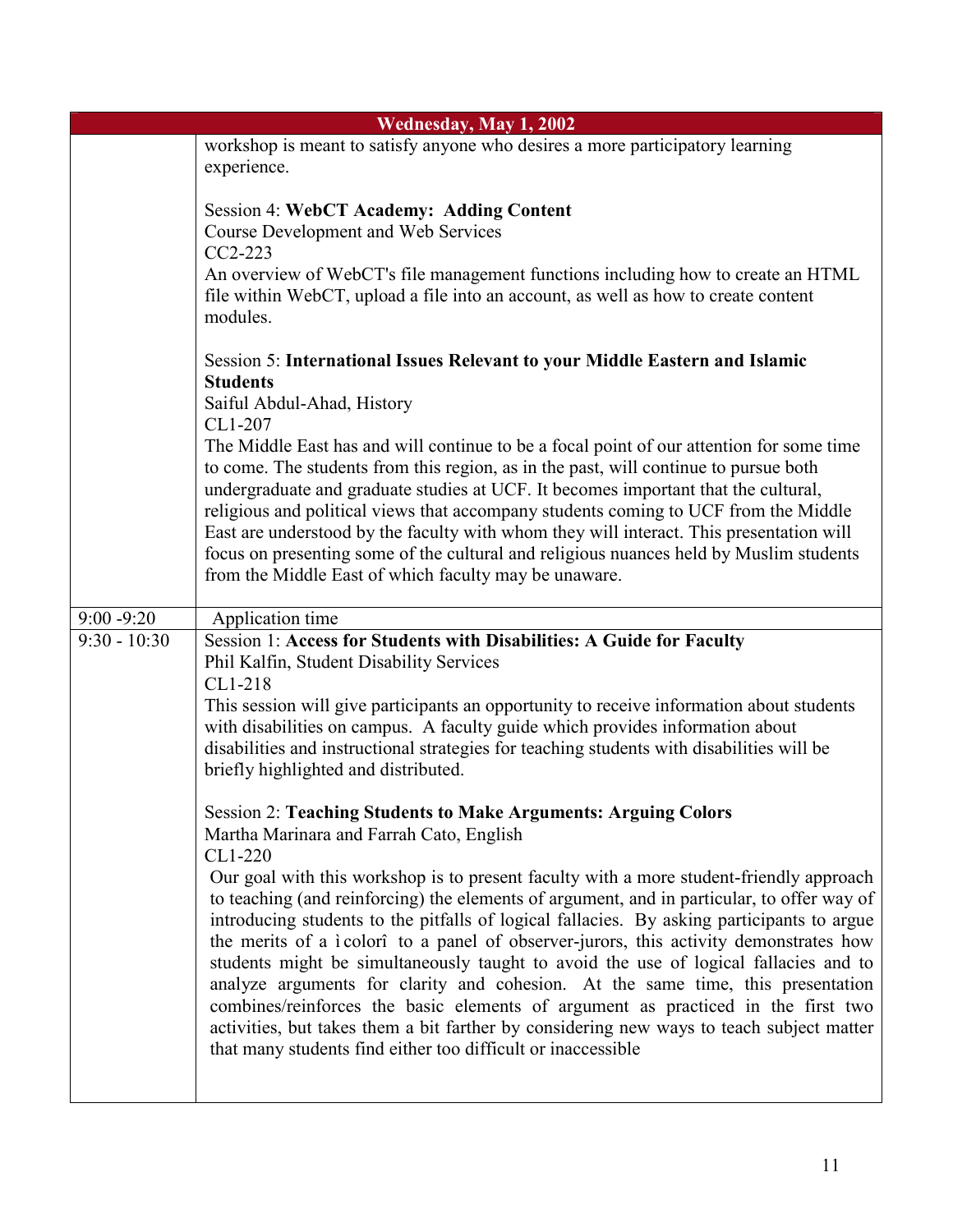| Wednesday, May 1, 2002 | |
|---|---|
| | workshop is meant to satisfy anyone who desires a more participatory learning experience.<br><br>Session 4: **WebCT Academy: Adding Content**<br>Course Development and Web Services<br>CC2-223<br>An overview of WebCT's file management functions including how to create an HTML file within WebCT, upload a file into an account, as well as how to create content modules.<br><br>Session 5: **International Issues Relevant to your Middle Eastern and Islamic Students**<br>Saiful Abdul-Ahad, History<br>CL1-207<br>The Middle East has and will continue to be a focal point of our attention for some time to come. The students from this region, as in the past, will continue to pursue both undergraduate and graduate studies at UCF. It becomes important that the cultural, religious and political views that accompany students coming to UCF from the Middle East are understood by the faculty with whom they will interact. This presentation will focus on presenting some of the cultural and religious nuances held by Muslim students from the Middle East of which faculty may be unaware. |
| 9:00 -9:20 | Application time |
| 9:30 - 10:30 | Session 1: **Access for Students with Disabilities: A Guide for Faculty**<br>Phil Kalfin, Student Disability Services<br>CL1-218<br>This session will give participants an opportunity to receive information about students with disabilities on campus. A faculty guide which provides information about disabilities and instructional strategies for teaching students with disabilities will be briefly highlighted and distributed.<br><br>Session 2: **Teaching Students to Make Arguments: Arguing Colors**<br>Martha Marinara and Farrah Cato, English<br>CL1-220<br>Our goal with this workshop is to present faculty with a more student-friendly approach to teaching (and reinforcing) the elements of argument, and in particular, to offer way of introducing students to the pitfalls of logical fallacies. By asking participants to argue the merits of a ìcolorî to a panel of observer-jurors, this activity demonstrates how students might be simultaneously taught to avoid the use of logical fallacies and to analyze arguments for clarity and cohesion. At the same time, this presentation combines/reinforces the basic elements of argument as practiced in the first two activities, but takes them a bit farther by considering new ways to teach subject matter that many students find either too difficult or inaccessible |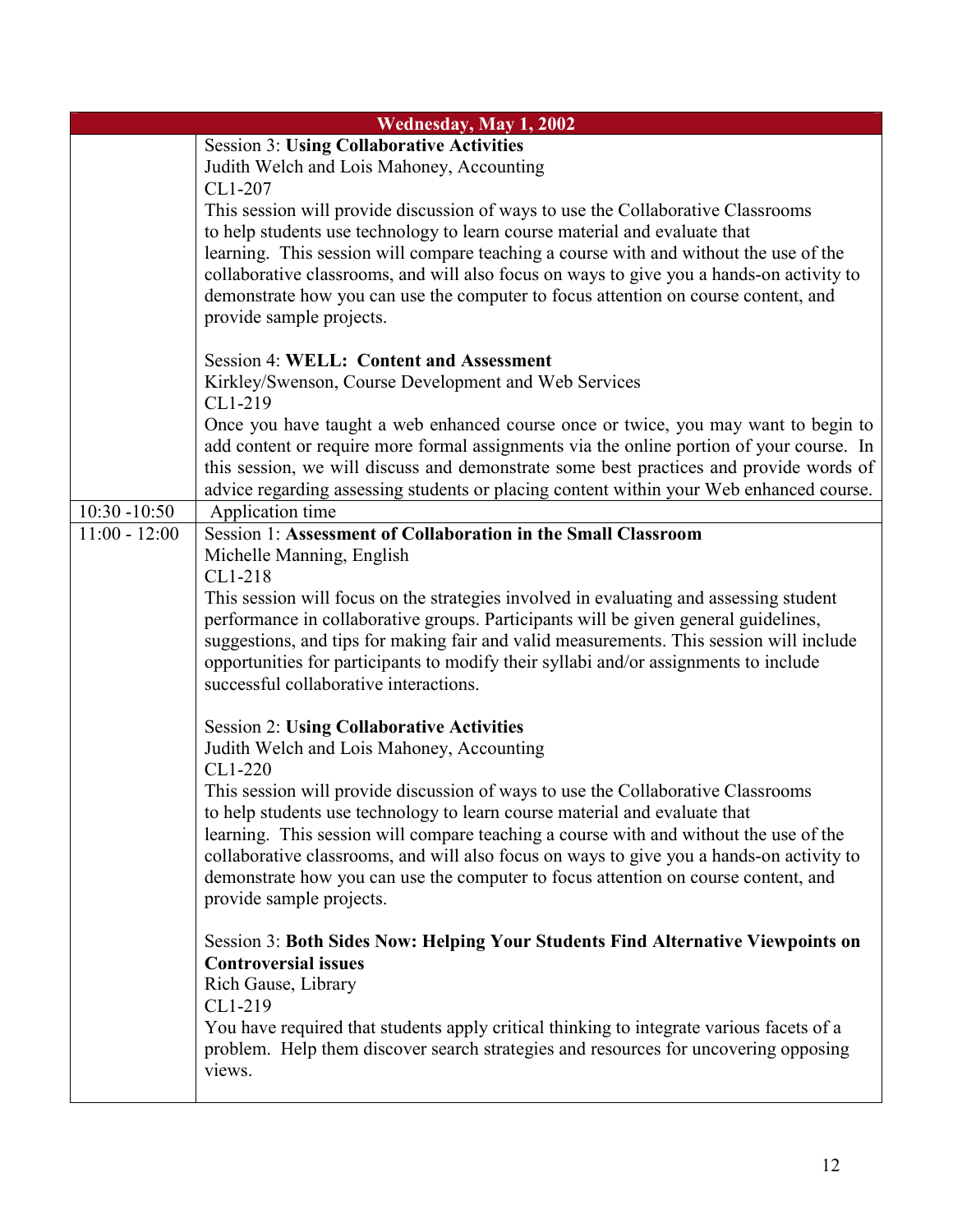| Wednesday, May 1, 2002 | |
|---|---|
| | Session 3: **Using Collaborative Activities**<br>Judith Welch and Lois Mahoney, Accounting<br>CL1-207<br>This session will provide discussion of ways to use the Collaborative Classrooms to help students use technology to learn course material and evaluate that learning. This session will compare teaching a course with and without the use of the collaborative classrooms, and will also focus on ways to give you a hands-on activity to demonstrate how you can use the computer to focus attention on course content, and provide sample projects.<br><br>Session 4: **WELL: Content and Assessment**<br>Kirkley/Swenson, Course Development and Web Services<br>CL1-219<br>Once you have taught a web enhanced course once or twice, you may want to begin to add content or require more formal assignments via the online portion of your course. In this session, we will discuss and demonstrate some best practices and provide words of advice regarding assessing students or placing content within your Web enhanced course. |
| 10:30 -10:50 | Application time |
| 11:00 - 12:00 | Session 1: **Assessment of Collaboration in the Small Classroom**<br>Michelle Manning, English<br>CL1-218<br>This session will focus on the strategies involved in evaluating and assessing student performance in collaborative groups. Participants will be given general guidelines, suggestions, and tips for making fair and valid measurements. This session will include opportunities for participants to modify their syllabi and/or assignments to include successful collaborative interactions.<br><br>Session 2: **Using Collaborative Activities**<br>Judith Welch and Lois Mahoney, Accounting<br>CL1-220<br>This session will provide discussion of ways to use the Collaborative Classrooms to help students use technology to learn course material and evaluate that learning. This session will compare teaching a course with and without the use of the collaborative classrooms, and will also focus on ways to give you a hands-on activity to demonstrate how you can use the computer to focus attention on course content, and provide sample projects.<br><br>Session 3: **Both Sides Now: Helping Your Students Find Alternative Viewpoints on Controversial issues**<br>Rich Gause, Library<br>CL1-219<br>You have required that students apply critical thinking to integrate various facets of a problem. Help them discover search strategies and resources for uncovering opposing views. |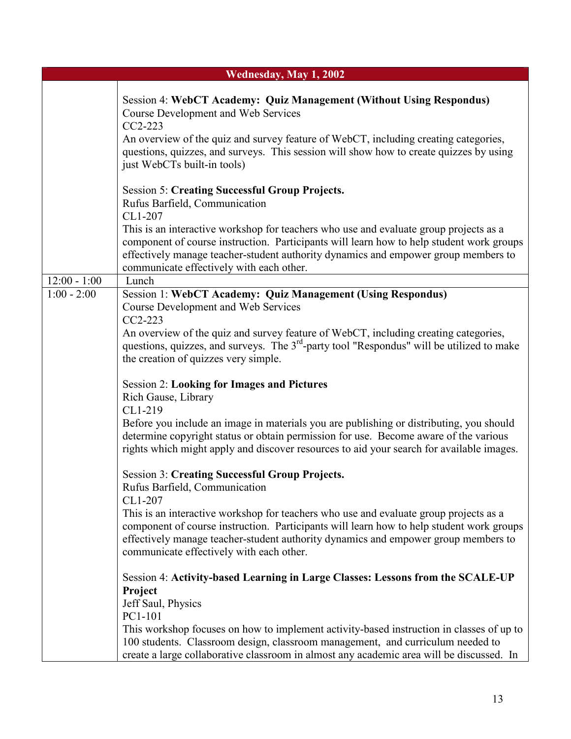| Wednesday, May 1, 2002 | |
|---|---|
| | Session 4: **WebCT Academy: Quiz Management (Without Using Respondus)**<br>Course Development and Web Services<br>CC2-223<br>An overview of the quiz and survey feature of WebCT, including creating categories, questions, quizzes, and surveys. This session will show how to create quizzes by using just WebCTs built-in tools)<br><br>Session 5: **Creating Successful Group Projects.**<br>Rufus Barfield, Communication<br>CL1-207<br>This is an interactive workshop for teachers who use and evaluate group projects as a component of course instruction. Participants will learn how to help student work groups effectively manage teacher-student authority dynamics and empower group members to communicate effectively with each other. |
| 12:00 - 1:00 | Lunch |
| 1:00 - 2:00 | Session 1: **WebCT Academy: Quiz Management (Using Respondus)**<br>Course Development and Web Services<br>CC2-223<br>An overview of the quiz and survey feature of WebCT, including creating categories, questions, quizzes, and surveys. The 3rd-party tool "Respondus" will be utilized to make the creation of quizzes very simple.<br><br>Session 2: **Looking for Images and Pictures**<br>Rich Gause, Library<br>CL1-219<br>Before you include an image in materials you are publishing or distributing, you should determine copyright status or obtain permission for use. Become aware of the various rights which might apply and discover resources to aid your search for available images.<br><br>Session 3: **Creating Successful Group Projects.**<br>Rufus Barfield, Communication<br>CL1-207<br>This is an interactive workshop for teachers who use and evaluate group projects as a component of course instruction. Participants will learn how to help student work groups effectively manage teacher-student authority dynamics and empower group members to communicate effectively with each other.<br><br>Session 4: **Activity-based Learning in Large Classes: Lessons from the SCALE-UP Project**<br>Jeff Saul, Physics<br>PC1-101<br>This workshop focuses on how to implement activity-based instruction in classes of up to 100 students. Classroom design, classroom management, and curriculum needed to create a large collaborative classroom in almost any academic area will be discussed. In |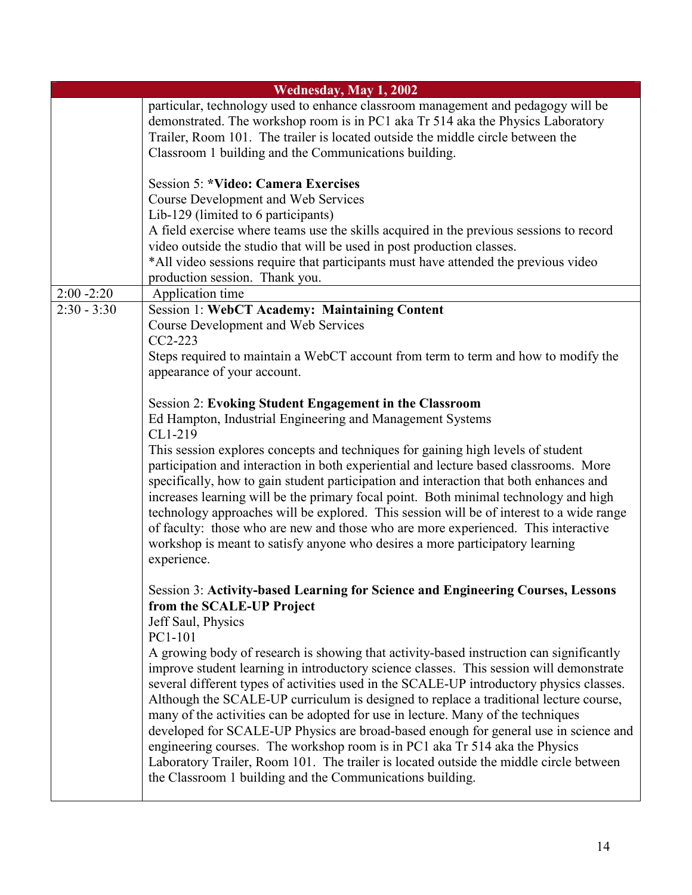| Wednesday, May 1, 2002 | |
|---|---|
| | particular, technology used to enhance classroom management and pedagogy will be demonstrated. The workshop room is in PC1 aka Tr 514 aka the Physics Laboratory Trailer, Room 101. The trailer is located outside the middle circle between the Classroom 1 building and the Communications building.<br><br>Session 5: ***Video: Camera Exercises**<br>Course Development and Web Services<br>Lib-129 (limited to 6 participants)<br>A field exercise where teams use the skills acquired in the previous sessions to record video outside the studio that will be used in post production classes.<br>*All video sessions require that participants must have attended the previous video production session. Thank you. |
| 2:00 -2:20 | Application time |
| 2:30 - 3:30 | Session 1: **WebCT Academy: Maintaining Content**<br>Course Development and Web Services<br>CC2-223<br>Steps required to maintain a WebCT account from term to term and how to modify the appearance of your account.<br><br>Session 2: **Evoking Student Engagement in the Classroom**<br>Ed Hampton, Industrial Engineering and Management Systems<br>CL1-219<br>This session explores concepts and techniques for gaining high levels of student participation and interaction in both experiential and lecture based classrooms. More specifically, how to gain student participation and interaction that both enhances and increases learning will be the primary focal point. Both minimal technology and high technology approaches will be explored. This session will be of interest to a wide range of faculty: those who are new and those who are more experienced. This interactive workshop is meant to satisfy anyone who desires a more participatory learning experience.<br><br>Session 3: **Activity-based Learning for Science and Engineering Courses, Lessons from the SCALE-UP Project**<br>Jeff Saul, Physics<br>PC1-101<br>A growing body of research is showing that activity-based instruction can significantly improve student learning in introductory science classes. This session will demonstrate several different types of activities used in the SCALE-UP introductory physics classes. Although the SCALE-UP curriculum is designed to replace a traditional lecture course, many of the activities can be adopted for use in lecture. Many of the techniques developed for SCALE-UP Physics are broad-based enough for general use in science and engineering courses. The workshop room is in PC1 aka Tr 514 aka the Physics Laboratory Trailer, Room 101. The trailer is located outside the middle circle between the Classroom 1 building and the Communications building. |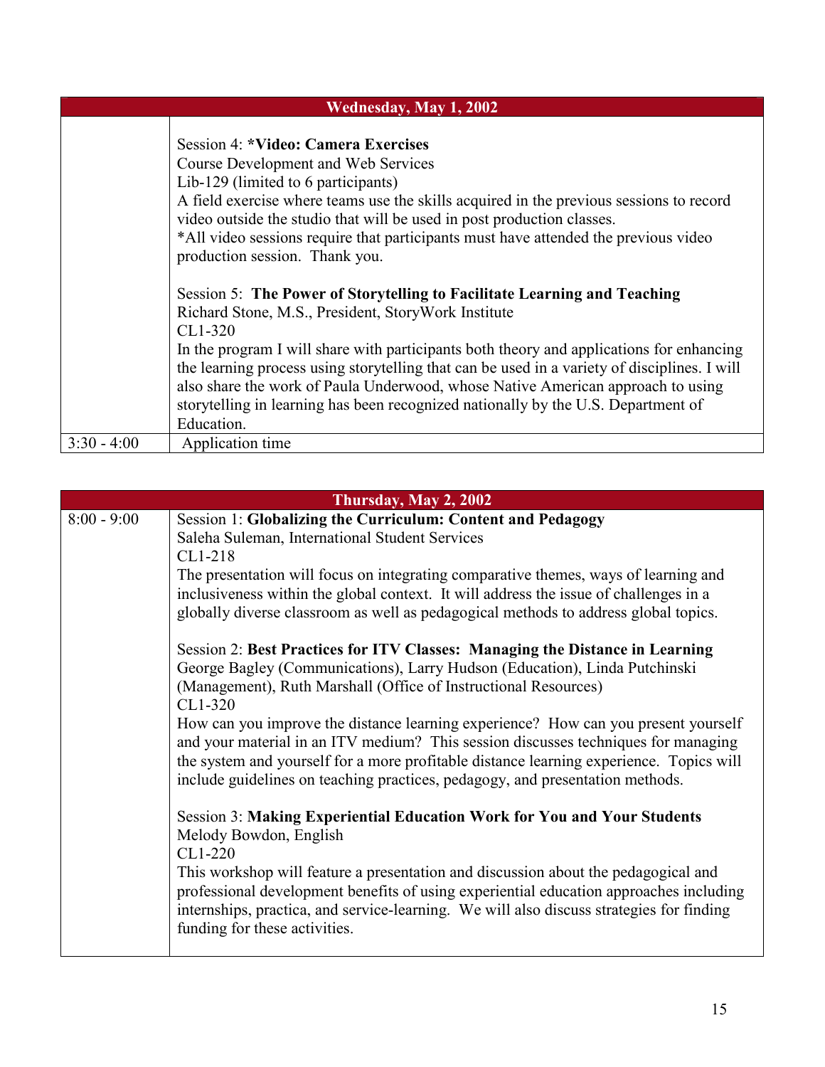| Wednesday, May 1, 2002 | |
|---|---|
| | Session 4: **\*Video: Camera Exercises**<br>Course Development and Web Services<br>Lib-129 (limited to 6 participants)<br>A field exercise where teams use the skills acquired in the previous sessions to record video outside the studio that will be used in post production classes.<br>\*All video sessions require that participants must have attended the previous video production session. Thank you.<br><br>Session 5: **The Power of Storytelling to Facilitate Learning and Teaching**<br>Richard Stone, M.S., President, StoryWork Institute<br>CL1-320<br>In the program I will share with participants both theory and applications for enhancing the learning process using storytelling that can be used in a variety of disciplines. I will also share the work of Paula Underwood, whose Native American approach to using storytelling in learning has been recognized nationally by the U.S. Department of Education. |
| 3:30 - 4:00 | Application time |

| Thursday, May 2, 2002 | |
|---|---|
| 8:00 - 9:00 | Session 1: **Globalizing the Curriculum: Content and Pedagogy**<br>Saleha Suleman, International Student Services<br>CL1-218<br>The presentation will focus on integrating comparative themes, ways of learning and inclusiveness within the global context. It will address the issue of challenges in a globally diverse classroom as well as pedagogical methods to address global topics.<br><br>Session 2: **Best Practices for ITV Classes: Managing the Distance in Learning**<br>George Bagley (Communications), Larry Hudson (Education), Linda Putchinski (Management), Ruth Marshall (Office of Instructional Resources)<br>CL1-320<br>How can you improve the distance learning experience? How can you present yourself and your material in an ITV medium? This session discusses techniques for managing the system and yourself for a more profitable distance learning experience. Topics will include guidelines on teaching practices, pedagogy, and presentation methods.<br><br>Session 3: **Making Experiential Education Work for You and Your Students**<br>Melody Bowdon, English<br>CL1-220<br>This workshop will feature a presentation and discussion about the pedagogical and professional development benefits of using experiential education approaches including internships, practica, and service-learning. We will also discuss strategies for finding funding for these activities. |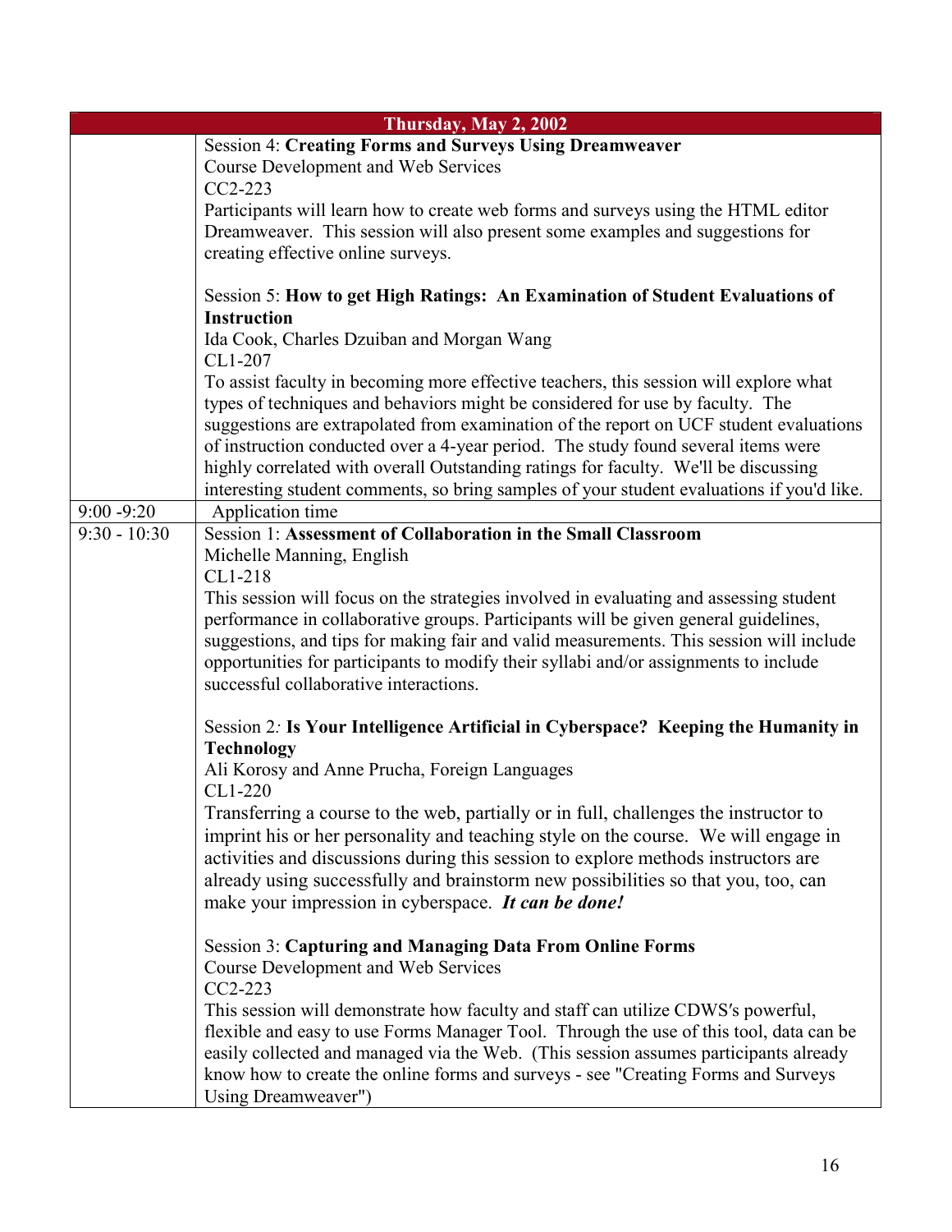| Thursday, May 2, 2002 | |
|---|---|
| | Session 4: **Creating Forms and Surveys Using Dreamweaver**<br>Course Development and Web Services<br>CC2-223<br>Participants will learn how to create web forms and surveys using the HTML editor Dreamweaver. This session will also present some examples and suggestions for creating effective online surveys.<br><br>Session 5: **How to get High Ratings: An Examination of Student Evaluations of Instruction**<br>Ida Cook, Charles Dzuiban and Morgan Wang<br>CL1-207<br>To assist faculty in becoming more effective teachers, this session will explore what types of techniques and behaviors might be considered for use by faculty. The suggestions are extrapolated from examination of the report on UCF student evaluations of instruction conducted over a 4-year period. The study found several items were highly correlated with overall Outstanding ratings for faculty. We'll be discussing interesting student comments, so bring samples of your student evaluations if you'd like. |
| 9:00 -9:20 | Application time |
| 9:30 - 10:30 | Session 1: **Assessment of Collaboration in the Small Classroom**<br>Michelle Manning, English<br>CL1-218<br>This session will focus on the strategies involved in evaluating and assessing student performance in collaborative groups. Participants will be given general guidelines, suggestions, and tips for making fair and valid measurements. This session will include opportunities for participants to modify their syllabi and/or assignments to include successful collaborative interactions.<br><br>Session 2: **Is Your Intelligence Artificial in Cyberspace? Keeping the Humanity in Technology**<br>Ali Korosy and Anne Prucha, Foreign Languages<br>CL1-220<br>Transferring a course to the web, partially or in full, challenges the instructor to imprint his or her personality and teaching style on the course. We will engage in activities and discussions during this session to explore methods instructors are already using successfully and brainstorm new possibilities so that you, too, can make your impression in cyberspace. ***It can be done!***<br><br>Session 3: **Capturing and Managing Data From Online Forms**<br>Course Development and Web Services<br>CC2-223<br>This session will demonstrate how faculty and staff can utilize CDWS′s powerful, flexible and easy to use Forms Manager Tool. Through the use of this tool, data can be easily collected and managed via the Web. (This session assumes participants already know how to create the online forms and surveys - see "Creating Forms and Surveys Using Dreamweaver") |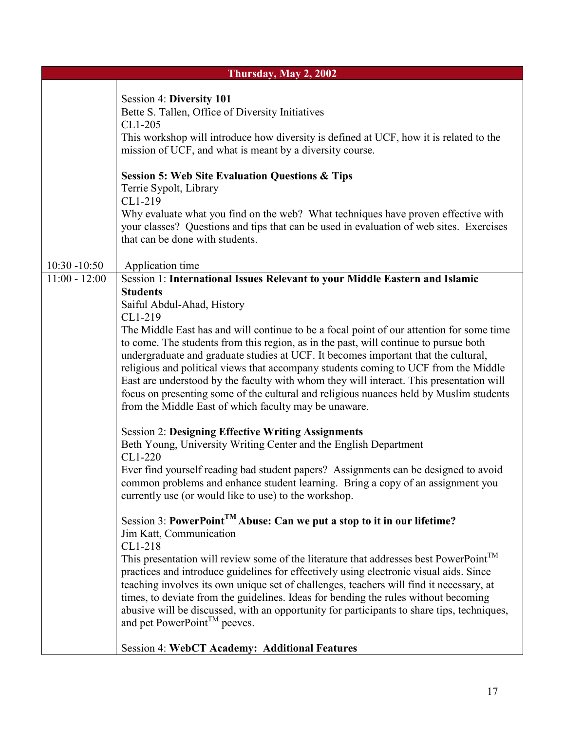| Thursday, May 2, 2002 | |
|---|---|
| | Session 4: **Diversity 101**<br>Bette S. Tallen, Office of Diversity Initiatives<br>CL1-205<br>This workshop will introduce how diversity is defined at UCF, how it is related to the mission of UCF, and what is meant by a diversity course.<br><br>**Session 5: Web Site Evaluation Questions & Tips**<br>Terrie Sypolt, Library<br>CL1-219<br>Why evaluate what you find on the web? What techniques have proven effective with your classes? Questions and tips that can be used in evaluation of web sites. Exercises that can be done with students. |
| 10:30 -10:50 | Application time |
| 11:00 - 12:00 | Session 1: **International Issues Relevant to your Middle Eastern and Islamic Students**<br>Saiful Abdul-Ahad, History<br>CL1-219<br>The Middle East has and will continue to be a focal point of our attention for some time to come. The students from this region, as in the past, will continue to pursue both undergraduate and graduate studies at UCF. It becomes important that the cultural, religious and political views that accompany students coming to UCF from the Middle East are understood by the faculty with whom they will interact. This presentation will focus on presenting some of the cultural and religious nuances held by Muslim students from the Middle East of which faculty may be unaware.<br><br>Session 2: **Designing Effective Writing Assignments**<br>Beth Young, University Writing Center and the English Department<br>CL1-220<br>Ever find yourself reading bad student papers? Assignments can be designed to avoid common problems and enhance student learning. Bring a copy of an assignment you currently use (or would like to use) to the workshop.<br><br>Session 3: **PowerPoint™ Abuse: Can we put a stop to it in our lifetime?**<br>Jim Katt, Communication<br>CL1-218<br>This presentation will review some of the literature that addresses best PowerPoint™ practices and introduce guidelines for effectively using electronic visual aids. Since teaching involves its own unique set of challenges, teachers will find it necessary, at times, to deviate from the guidelines. Ideas for bending the rules without becoming abusive will be discussed, with an opportunity for participants to share tips, techniques, and pet PowerPoint™ peeves.<br><br>Session 4: **WebCT Academy: Additional Features** |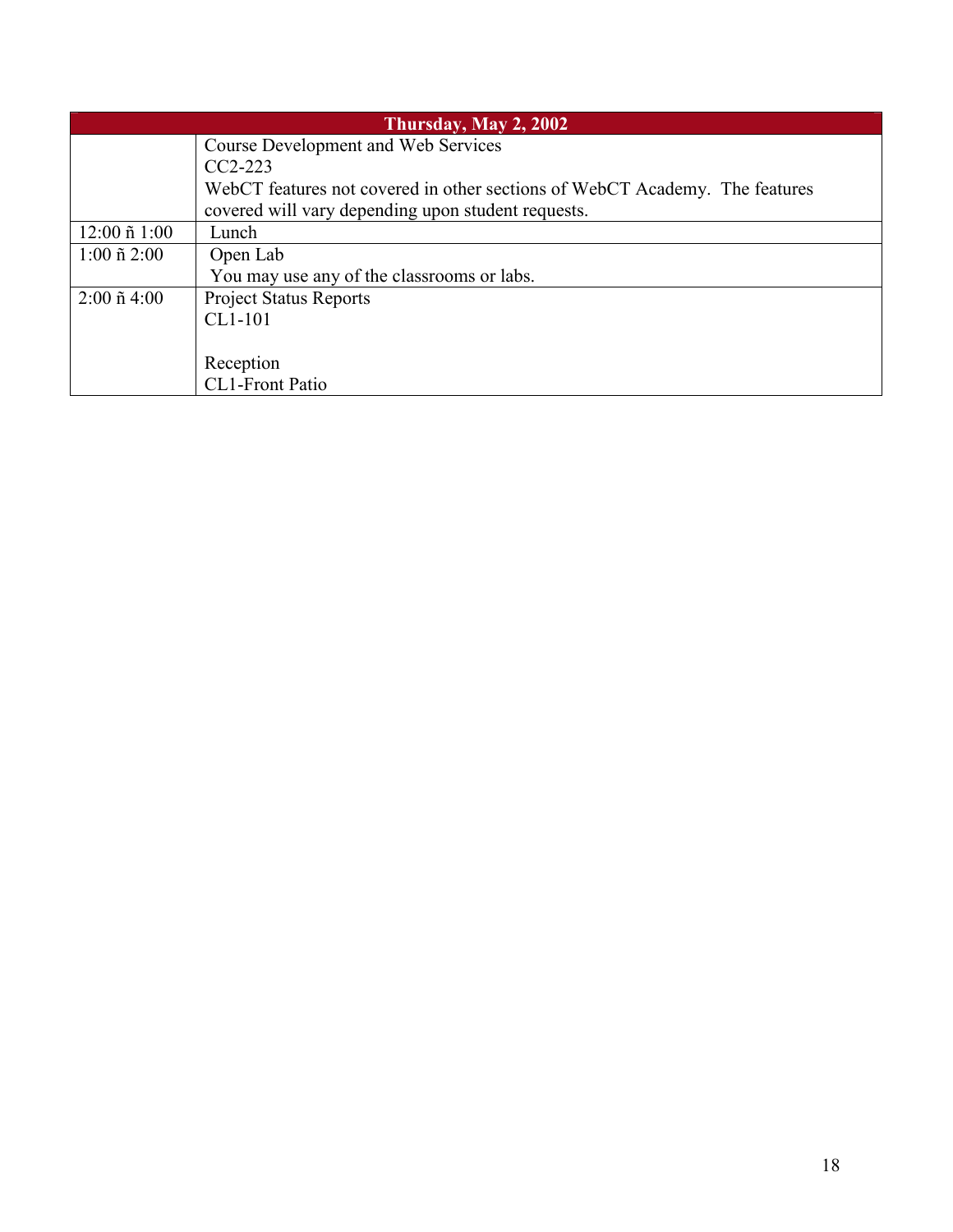| Thursday, May 2, 2002 | |
|---|---|
| | Course Development and Web Services<br>CC2-223<br>WebCT features not covered in other sections of WebCT Academy. The features covered will vary depending upon student requests. |
| 12:00 ñ 1:00 | Lunch |
| 1:00 ñ 2:00 | Open Lab<br>You may use any of the classrooms or labs. |
| 2:00 ñ 4:00 | Project Status Reports<br>CL1-101<br><br>Reception<br>CL1-Front Patio |